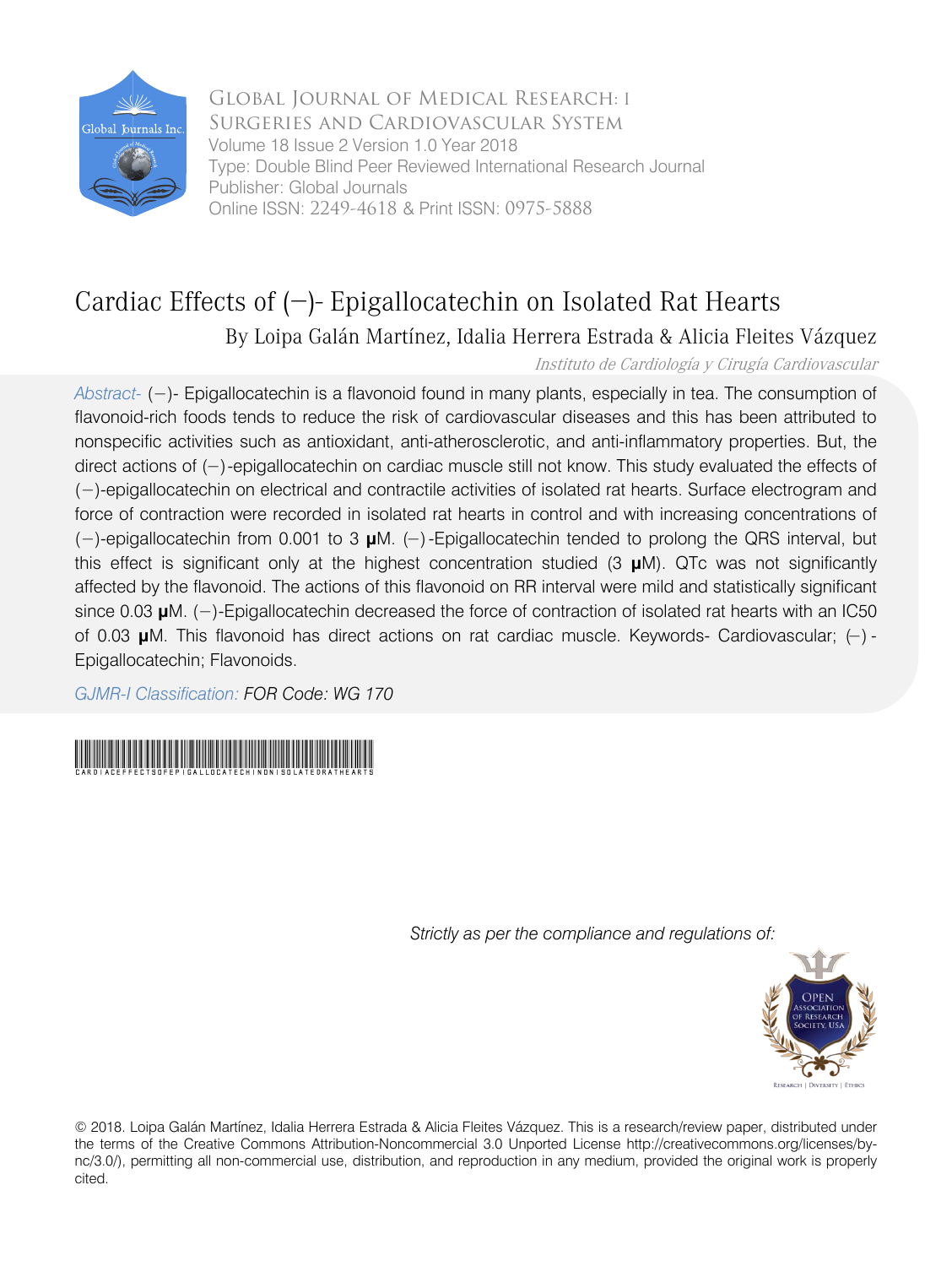Global Journal of Medical Research: I
Surgeries and Cardiovascular System
Volume 18 Issue 2 Version 1.0 Year 2018
Type: Double Blind Peer Reviewed International Research Journal
Publisher: Global Journals
Online ISSN: 2249-4618 & Print ISSN: 0975-5888

# Cardiac Effects of (−)- Epigallocatechin on Isolated Rat Hearts

By Loipa Galán Martínez, Idalia Herrera Estrada & Alicia Fleites Vázquez

*Instituto de Cardiología y Cirugía Cardiovascular*

*Abstract-* (−)- Epigallocatechin is a flavonoid found in many plants, especially in tea. The consumption of flavonoid-rich foods tends to reduce the risk of cardiovascular diseases and this has been attributed to nonspecific activities such as antioxidant, anti-atherosclerotic, and anti-inflammatory properties. But, the direct actions of (−)-epigallocatechin on cardiac muscle still not know. This study evaluated the effects of (−)-epigallocatechin on electrical and contractile activities of isolated rat hearts. Surface electrogram and force of contraction were recorded in isolated rat hearts in control and with increasing concentrations of (−)-epigallocatechin from 0.001 to 3 **µ**M. (−)-Epigallocatechin tended to prolong the QRS interval, but this effect is significant only at the highest concentration studied (3 **µ**M). QTc was not significantly affected by the flavonoid. The actions of this flavonoid on RR interval were mild and statistically significant since 0.03 **µ**M. (−)-Epigallocatechin decreased the force of contraction of isolated rat hearts with an IC50 of 0.03 **µ**M. This flavonoid has direct actions on rat cardiac muscle. Keywords- Cardiovascular; (−) -Epigallocatechin; Flavonoids.

*GJMR-I Classification: FOR Code: WG 170*

CARDIACEFFECTSOFEPIGALLOCATECHINONISOLATEDRATHEARTS

*Strictly as per the compliance and regulations of:*

© 2018. Loipa Galán Martínez, Idalia Herrera Estrada & Alicia Fleites Vázquez. This is a research/review paper, distributed under the terms of the Creative Commons Attribution-Noncommercial 3.0 Unported License http://creativecommons.org/licenses/by-nc/3.0/), permitting all non-commercial use, distribution, and reproduction in any medium, provided the original work is properly cited.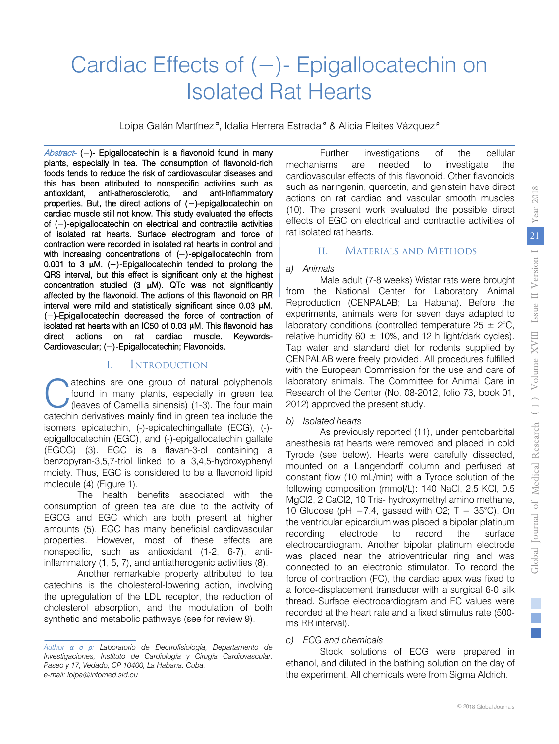# Cardiac Effects of (−)- Epigallocatechin on Isolated Rat Hearts

Loipa Galán Martínez [α], Idalia Herrera Estrada [σ] & Alicia Fleites Vázquez [ρ]

*Abstract-* (−)- Epigallocatechin is a flavonoid found in many plants, especially in tea. The consumption of flavonoid-rich foods tends to reduce the risk of cardiovascular diseases and this has been attributed to nonspecific activities such as antioxidant, anti-atherosclerotic, and anti-inflammatory properties. But, the direct actions of (−)-epigallocatechin on cardiac muscle still not know. This study evaluated the effects of (−)-epigallocatechin on electrical and contractile activities of isolated rat hearts. Surface electrogram and force of contraction were recorded in isolated rat hearts in control and with increasing concentrations of (−)-epigallocatechin from 0.001 to 3 μM. (−)-Epigallocatechin tended to prolong the QRS interval, but this effect is significant only at the highest concentration studied (3 μM). QTc was not significantly affected by the flavonoid. The actions of this flavonoid on RR interval were mild and statistically significant since 0.03 μM. (−)-Epigallocatechin decreased the force of contraction of isolated rat hearts with an IC50 of 0.03 μM. This flavonoid has direct actions on rat cardiac muscle. Keywords- Cardiovascular; (−)-Epigallocatechin; Flavonoids.

## I. Introduction

Catechins are one group of natural polyphenols found in many plants, especially in green tea (leaves of Camellia sinensis) (1-3). The four main catechin derivatives mainly find in green tea include the isomers epicatechin, (-)-epicatechingallate (ECG), (-)-epigallocatechin (EGC), and (-)-epigallocatechin gallate (EGCG) (3). EGC is a flavan-3-ol containing a benzopyran-3,5,7-triol linked to a 3,4,5-hydroxyphenyl moiety. Thus, EGC is considered to be a flavonoid lipid molecule (4) (Figure 1).

The health benefits associated with the consumption of green tea are due to the activity of EGCG and EGC which are both present at higher amounts (5). EGC has many beneficial cardiovascular properties. However, most of these effects are nonspecific, such as antioxidant (1-2, 6-7), anti-inflammatory (1, 5, 7), and antiatherogenic activities (8).

Another remarkable property attributed to tea catechins is the cholesterol-lowering action, involving the upregulation of the LDL receptor, the reduction of cholesterol absorption, and the modulation of both synthetic and metabolic pathways (see for review 9).

*Author α σ ρ: Laboratorio de Electrofisiología, Departamento de Investigaciones, Instituto de Cardiología y Cirugía Cardiovascular. Paseo y 17, Vedado, CP 10400, La Habana. Cuba. e-mail: loipa@infomed.sld.cu*

Further investigations of the cellular mechanisms are needed to investigate the cardiovascular effects of this flavonoid. Other flavonoids such as naringenin, quercetin, and genistein have direct actions on rat cardiac and vascular smooth muscles (10). The present work evaluated the possible direct effects of EGC on electrical and contractile activities of rat isolated rat hearts.

## II. Materials and Methods

### a) Animals

Male adult (7-8 weeks) Wistar rats were brought from the National Center for Laboratory Animal Reproduction (CENPALAB; La Habana). Before the experiments, animals were for seven days adapted to laboratory conditions (controlled temperature 25 ± 2°C, relative humidity 60 ± 10%, and 12 h light/dark cycles). Tap water and standard diet for rodents supplied by CENPALAB were freely provided. All procedures fulfilled with the European Commission for the use and care of laboratory animals. The Committee for Animal Care in Research of the Center (No. 08-2012, folio 73, book 01, 2012) approved the present study.

### b) Isolated hearts

As previously reported (11), under pentobarbital anesthesia rat hearts were removed and placed in cold Tyrode (see below). Hearts were carefully dissected, mounted on a Langendorff column and perfused at constant flow (10 mL/min) with a Tyrode solution of the following composition (mmol/L): 140 NaCl, 2.5 KCl, 0.5 $MgCl_2$, 2 $CaCl_2$, 10 Tris- hydroxymethyl amino methane, 10 Glucose (pH =7.4, gassed with $O_2$; T = 35°C). On the ventricular epicardium was placed a bipolar platinum recording electrode to record the surface electrocardiogram. Another bipolar platinum electrode was placed near the atrioventricular ring and was connected to an electronic stimulator. To record the force of contraction (FC), the cardiac apex was fixed to a force-displacement transducer with a surgical 6-0 silk thread. Surface electrocardiogram and FC values were recorded at the heart rate and a fixed stimulus rate (500-ms RR interval).

### c) ECG and chemicals

Stock solutions of ECG were prepared in ethanol, and diluted in the bathing solution on the day of the experiment. All chemicals were from Sigma Aldrich.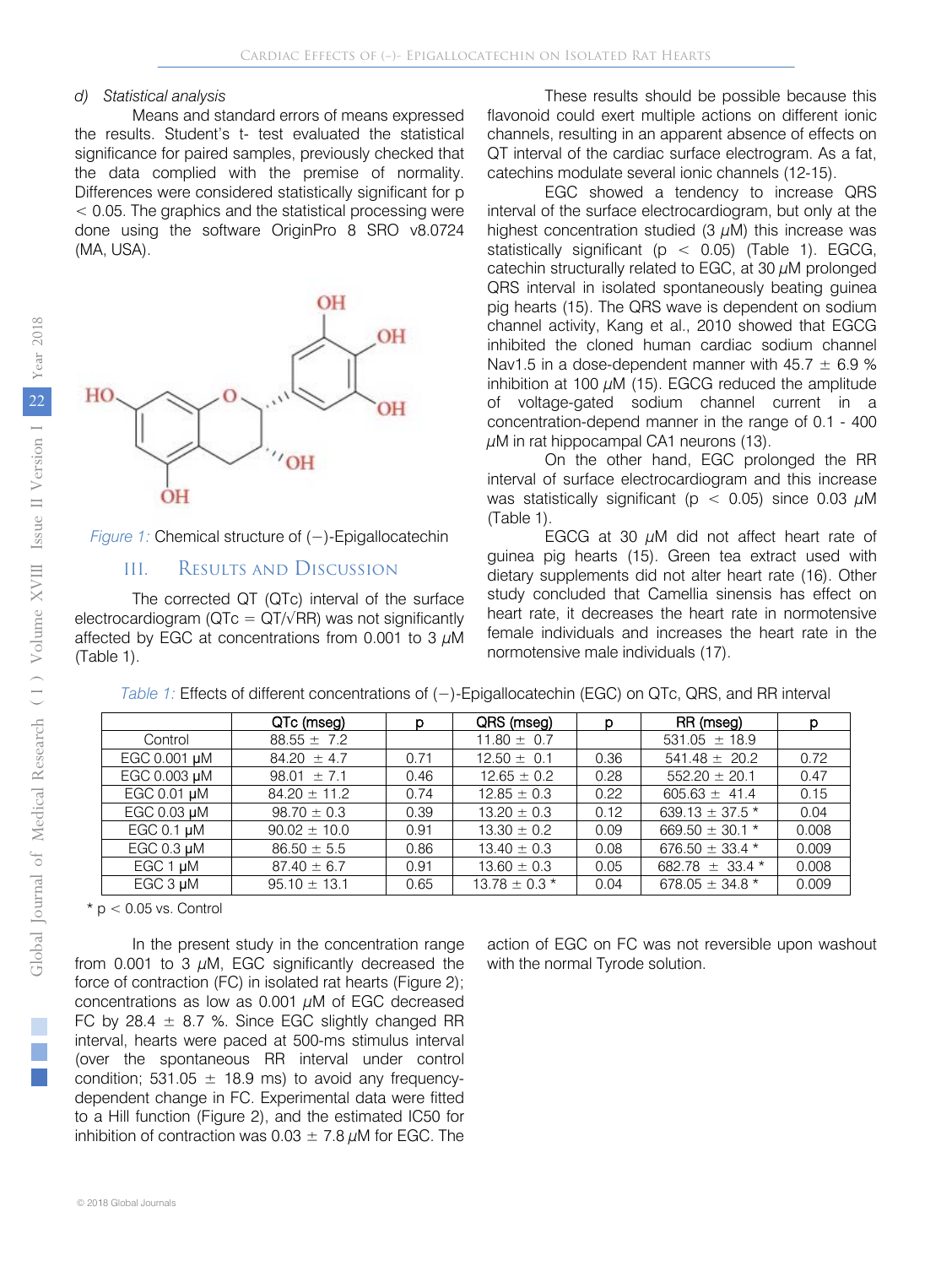*d) Statistical analysis*

Means and standard errors of means expressed the results. Student's t- test evaluated the statistical significance for paired samples, previously checked that the data complied with the premise of normality. Differences were considered statistically significant for $p < 0.05$. The graphics and the statistical processing were done using the software OriginPro 8 SRO v8.0724 (MA, USA).

HO
O
OH
OH
OH
OH
OH

*Figure 1:* Chemical structure of (−)-Epigallocatechin

## III. Results and Discussion

The corrected QT (QTc) interval of the surface electrocardiogram (QTc = QT/√RR) was not significantly affected by EGC at concentrations from 0.001 to 3 μM (Table 1).

These results should be possible because this flavonoid could exert multiple actions on different ionic channels, resulting in an apparent absence of effects on QT interval of the cardiac surface electrogram. As a fat, catechins modulate several ionic channels (12-15).

EGC showed a tendency to increase QRS interval of the surface electrocardiogram, but only at the highest concentration studied (3 μM) this increase was statistically significant ($p < 0.05$) (Table 1). EGCG, catechin structurally related to EGC, at 30 μM prolonged QRS interval in isolated spontaneously beating guinea pig hearts (15). The QRS wave is dependent on sodium channel activity, Kang et al., 2010 showed that EGCG inhibited the cloned human cardiac sodium channel Nav1.5 in a dose-dependent manner with 45.7 ± 6.9 % inhibition at 100 μM (15). EGCG reduced the amplitude of voltage-gated sodium channel current in a concentration-depend manner in the range of 0.1 - 400 μM in rat hippocampal CA1 neurons (13).

On the other hand, EGC prolonged the RR interval of surface electrocardiogram and this increase was statistically significant ($p < 0.05$) since 0.03 μM (Table 1).

EGCG at 30 μM did not affect heart rate of guinea pig hearts (15). Green tea extract used with dietary supplements did not alter heart rate (16). Other study concluded that Camellia sinensis has effect on heart rate, it decreases the heart rate in normotensive female individuals and increases the heart rate in the normotensive male individuals (17).

*Table 1:* Effects of different concentrations of (−)-Epigallocatechin (EGC) on QTc, QRS, and RR interval

| | QTc (mseg) | p | QRS (mseg) | p | RR (mseg) | p |
|---|---|---|---|---|---|---|
| Control | 88.55 ± 7.2 | | 11.80 ± 0.7 | | 531.05 ± 18.9 | |
| EGC 0.001 μM | 84.20 ± 4.7 | 0.71 | 12.50 ± 0.1 | 0.36 | 541.48 ± 20.2 | 0.72 |
| EGC 0.003 μM | 98.01 ± 7.1 | 0.46 | 12.65 ± 0.2 | 0.28 | 552.20 ± 20.1 | 0.47 |
| EGC 0.01 μM | 84.20 ± 11.2 | 0.74 | 12.85 ± 0.3 | 0.22 | 605.63 ± 41.4 | 0.15 |
| EGC 0.03 μM | 98.70 ± 0.3 | 0.39 | 13.20 ± 0.3 | 0.12 | 639.13 ± 37.5 * | 0.04 |
| EGC 0.1 μM | 90.02 ± 10.0 | 0.91 | 13.30 ± 0.2 | 0.09 | 669.50 ± 30.1 * | 0.008 |
| EGC 0.3 μM | 86.50 ± 5.5 | 0.86 | 13.40 ± 0.3 | 0.08 | 676.50 ± 33.4 * | 0.009 |
| EGC 1 μM | 87.40 ± 6.7 | 0.91 | 13.60 ± 0.3 | 0.05 | 682.78 ± 33.4 * | 0.008 |
| EGC 3 μM | 95.10 ± 13.1 | 0.65 | 13.78 ± 0.3 * | 0.04 | 678.05 ± 34.8 * | 0.009 |

* $p < 0.05$ vs. Control

In the present study in the concentration range from 0.001 to 3 μM, EGC significantly decreased the force of contraction (FC) in isolated rat hearts (Figure 2); concentrations as low as 0.001 μM of EGC decreased FC by 28.4 ± 8.7 %. Since EGC slightly changed RR interval, hearts were paced at 500-ms stimulus interval (over the spontaneous RR interval under control condition; 531.05 ± 18.9 ms) to avoid any frequency-dependent change in FC. Experimental data were fitted to a Hill function (Figure 2), and the estimated IC50 for inhibition of contraction was 0.03 ± 7.8 μM for EGC. The action of EGC on FC was not reversible upon washout with the normal Tyrode solution.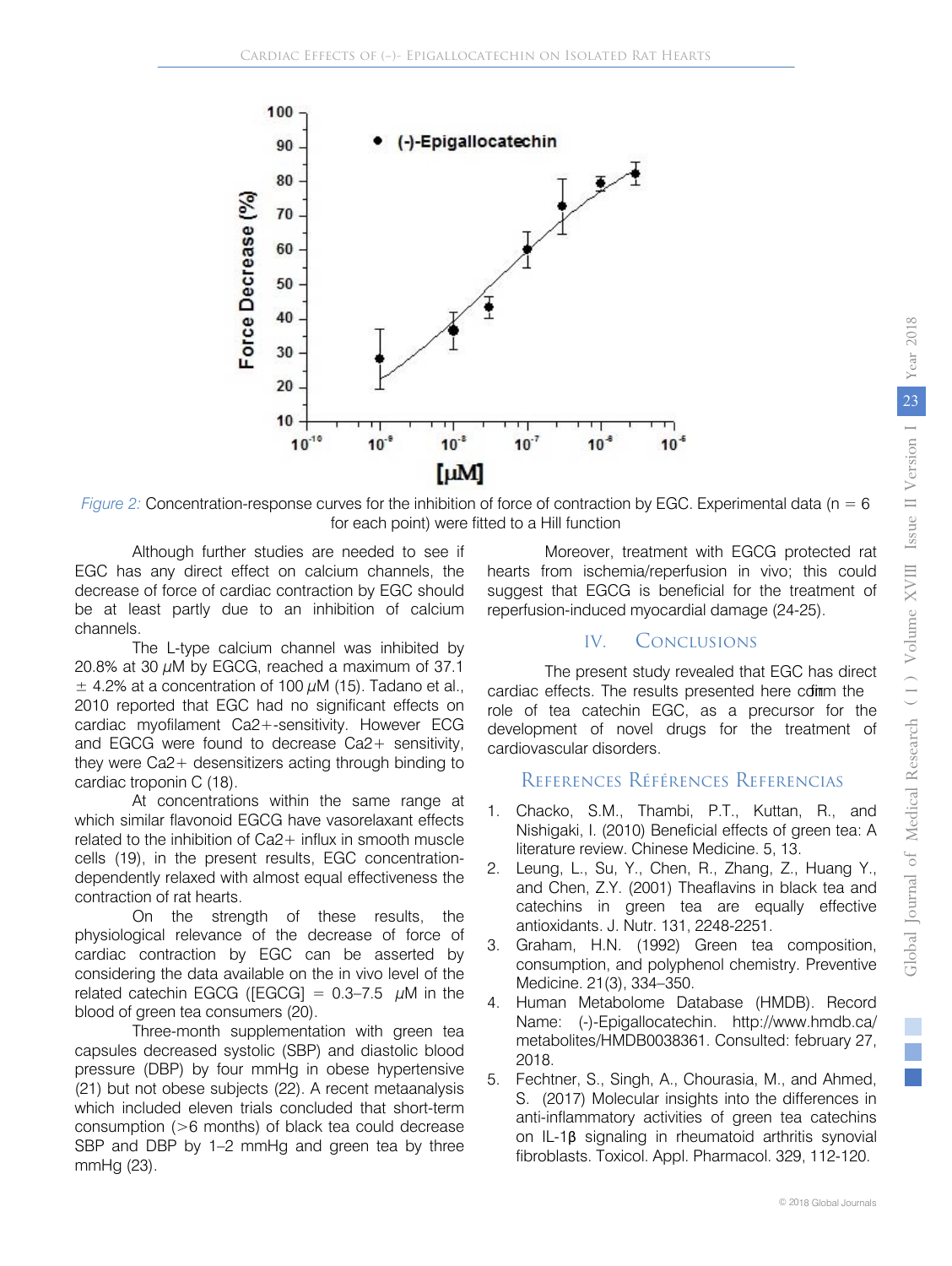Force Decrease (%)

100

90

80

70

60

50

40

30

20

10

● (-)-Epigallocatechin

$10^{-10}$ $10^{-9}$ $10^{-8}$ $10^{-7}$ $10^{-6}$ $10^{-5}$

[μM]

*Figure 2:* Concentration-response curves for the inhibition of force of contraction by EGC. Experimental data (n = 6 for each point) were fitted to a Hill function

Although further studies are needed to see if EGC has any direct effect on calcium channels, the decrease of force of cardiac contraction by EGC should be at least partly due to an inhibition of calcium channels.

The L-type calcium channel was inhibited by 20.8% at 30 $\mu$M by EGCG, reached a maximum of 37.1 ± 4.2% at a concentration of 100 $\mu$M (15). Tadano et al., 2010 reported that EGC had no significant effects on cardiac myofilament Ca2+-sensitivity. However ECG and EGCG were found to decrease Ca2+ sensitivity, they were Ca2+ desensitizers acting through binding to cardiac troponin C (18).

At concentrations within the same range at which similar flavonoid EGCG have vasorelaxant effects related to the inhibition of Ca2+ influx in smooth muscle cells (19), in the present results, EGC concentration-dependently relaxed with almost equal effectiveness the contraction of rat hearts.

On the strength of these results, the physiological relevance of the decrease of force of cardiac contraction by EGC can be asserted by considering the data available on the in vivo level of the related catechin EGCG ([EGCG] = 0.3–7.5 $\mu$M in the blood of green tea consumers (20).

Three-month supplementation with green tea capsules decreased systolic (SBP) and diastolic blood pressure (DBP) by four mmHg in obese hypertensive (21) but not obese subjects (22). A recent metaanalysis which included eleven trials concluded that short-term consumption (>6 months) of black tea could decrease SBP and DBP by 1–2 mmHg and green tea by three mmHg (23).

Moreover, treatment with EGCG protected rat hearts from ischemia/reperfusion in vivo; this could suggest that EGCG is beneficial for the treatment of reperfusion-induced myocardial damage (24-25).

## IV. Conclusions

The present study revealed that EGC has direct cardiac effects. The results presented here confirm the role of tea catechin EGC, as a precursor for the development of novel drugs for the treatment of cardiovascular disorders.

## References Références Referencias

1. Chacko, S.M., Thambi, P.T., Kuttan, R., and Nishigaki, I. (2010) Beneficial effects of green tea: A literature review. Chinese Medicine. 5, 13.
2. Leung, L., Su, Y., Chen, R., Zhang, Z., Huang Y., and Chen, Z.Y. (2001) Theaflavins in black tea and catechins in green tea are equally effective antioxidants. J. Nutr. 131, 2248-2251.
3. Graham, H.N. (1992) Green tea composition, consumption, and polyphenol chemistry. Preventive Medicine. 21(3), 334–350.
4. Human Metabolome Database (HMDB). Record Name: (-)-Epigallocatechin. http://www.hmdb.ca/metabolites/HMDB0038361. Consulted: february 27, 2018.
5. Fechtner, S., Singh, A., Chourasia, M., and Ahmed, S. (2017) Molecular insights into the differences in anti-inflammatory activities of green tea catechins on IL-1β signaling in rheumatoid arthritis synovial fibroblasts. Toxicol. Appl. Pharmacol. 329, 112-120.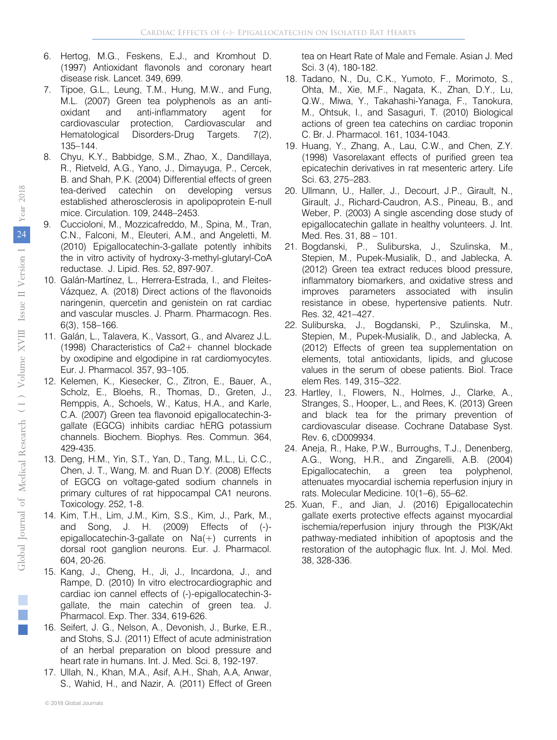6. Hertog, M.G., Feskens, E.J., and Kromhout D. (1997) Antioxidant flavonols and coronary heart disease risk. Lancet. 349, 699.
7. Tipoe, G.L., Leung, T.M., Hung, M.W., and Fung, M.L. (2007) Green tea polyphenols as an anti-oxidant and anti-inflammatory agent for cardiovascular protection, Cardiovascular and Hematological Disorders-Drug Targets. 7(2), 135–144.
8. Chyu, K.Y., Babbidge, S.M., Zhao, X., Dandillaya, R., Rietveld, A.G., Yano, J., Dimayuga, P., Cercek, B. and Shah, P.K. (2004) Differential effects of green tea-derived catechin on developing versus established atherosclerosis in apolipoprotein E-null mice. Circulation. 109, 2448–2453.
9. Cuccioloni, M., Mozzicafreddo, M., Spina, M., Tran, C.N., Falconi, M., Eleuteri, A.M., and Angeletti, M. (2010) Epigallocatechin-3-gallate potently inhibits the in vitro activity of hydroxy-3-methyl-glutaryl-CoA reductase. J. Lipid. Res. 52, 897-907.
10. Galán-Martínez, L., Herrera-Estrada, I., and Fleites-Vázquez, A. (2018) Direct actions of the flavonoids naringenin, quercetin and genistein on rat cardiac and vascular muscles. J. Pharm. Pharmacogn. Res. 6(3), 158–166.
11. Galán, L., Talavera, K., Vassort, G., and Alvarez J.L. (1998) Characteristics of Ca2+ channel blockade by oxodipine and elgodipine in rat cardiomyocytes. Eur. J. Pharmacol. 357, 93–105.
12. Kelemen, K., Kiesecker, C., Zitron, E., Bauer, A., Scholz, E., Bloehs, R., Thomas, D., Greten, J., Remppis, A., Schoels, W., Katus, H.A., and Karle, C.A. (2007) Green tea flavonoid epigallocatechin-3-gallate (EGCG) inhibits cardiac hERG potassium channels. Biochem. Biophys. Res. Commun. 364, 429-435.
13. Deng, H.M., Yin, S.T., Yan, D., Tang, M.L., Li, C.C., Chen, J. T., Wang, M. and Ruan D.Y. (2008) Effects of EGCG on voltage-gated sodium channels in primary cultures of rat hippocampal CA1 neurons. Toxicology. 252, 1-8.
14. Kim, T.H., Lim, J.M., Kim, S.S., Kim, J., Park, M., and Song, J. H. (2009) Effects of (-)-epigallocatechin-3-gallate on Na(+) currents in dorsal root ganglion neurons. Eur. J. Pharmacol. 604, 20-26.
15. Kang, J., Cheng, H., Ji, J., Incardona, J., and Rampe, D. (2010) In vitro electrocardiographic and cardiac ion cannel effects of (-)-epigallocatechin-3-gallate, the main catechin of green tea. J. Pharmacol. Exp. Ther. 334, 619-626.
16. Seifert, J. G., Nelson, A., Devonish, J., Burke, E.R., and Stohs, S.J. (2011) Effect of acute administration of an herbal preparation on blood pressure and heart rate in humans. Int. J. Med. Sci. 8, 192-197.
17. Ullah, N., Khan, M.A., Asif, A.H., Shah, A.A, Anwar, S., Wahid, H., and Nazir, A. (2011) Effect of Green tea on Heart Rate of Male and Female. Asian J. Med Sci. 3 (4), 180-182.
18. Tadano, N., Du, C.K., Yumoto, F., Morimoto, S., Ohta, M., Xie, M.F., Nagata, K., Zhan, D.Y., Lu, Q.W., Miwa, Y., Takahashi-Yanaga, F., Tanokura, M., Ohtsuk, I., and Sasaguri, T. (2010) Biological actions of green tea catechins on cardiac troponin C. Br. J. Pharmacol. 161, 1034-1043.
19. Huang, Y., Zhang, A., Lau, C.W., and Chen, Z.Y. (1998) Vasorelaxant effects of purified green tea epicatechin derivatives in rat mesenteric artery. Life Sci. 63, 275–283.
20. Ullmann, U., Haller, J., Decourt, J.P., Girault, N., Girault, J., Richard-Caudron, A.S., Pineau, B., and Weber, P. (2003) A single ascending dose study of epigallocatechin gallate in healthy volunteers. J. Int. Med. Res. 31, 88 – 101.
21. Bogdanski, P., Suliburska, J., Szulinska, M., Stepien, M., Pupek-Musialik, D., and Jablecka, A. (2012) Green tea extract reduces blood pressure, inflammatory biomarkers, and oxidative stress and improves parameters associated with insulin resistance in obese, hypertensive patients. Nutr. Res. 32, 421–427.
22. Suliburska, J., Bogdanski, P., Szulinska, M., Stepien, M., Pupek-Musialik, D., and Jablecka, A. (2012) Effects of green tea supplementation on elements, total antioxidants, lipids, and glucose values in the serum of obese patients. Biol. Trace elem Res. 149, 315–322.
23. Hartley, I., Flowers, N., Holmes, J., Clarke, A., Stranges, S., Hooper, L., and Rees, K. (2013) Green and black tea for the primary prevention of cardiovascular disease. Cochrane Database Syst. Rev. 6, cD009934.
24. Aneja, R., Hake, P.W., Burroughs, T.J., Denenberg, A.G., Wong, H.R., and Zingarelli, A.B. (2004) Epigallocatechin, a green tea polyphenol, attenuates myocardial ischemia reperfusion injury in rats. Molecular Medicine. 10(1–6), 55–62.
25. Xuan, F., and Jian, J. (2016) Epigallocatechin gallate exerts protective effects against myocardial ischemia/reperfusion injury through the PI3K/Akt pathway-mediated inhibition of apoptosis and the restoration of the autophagic flux. Int. J. Mol. Med. 38, 328-336.